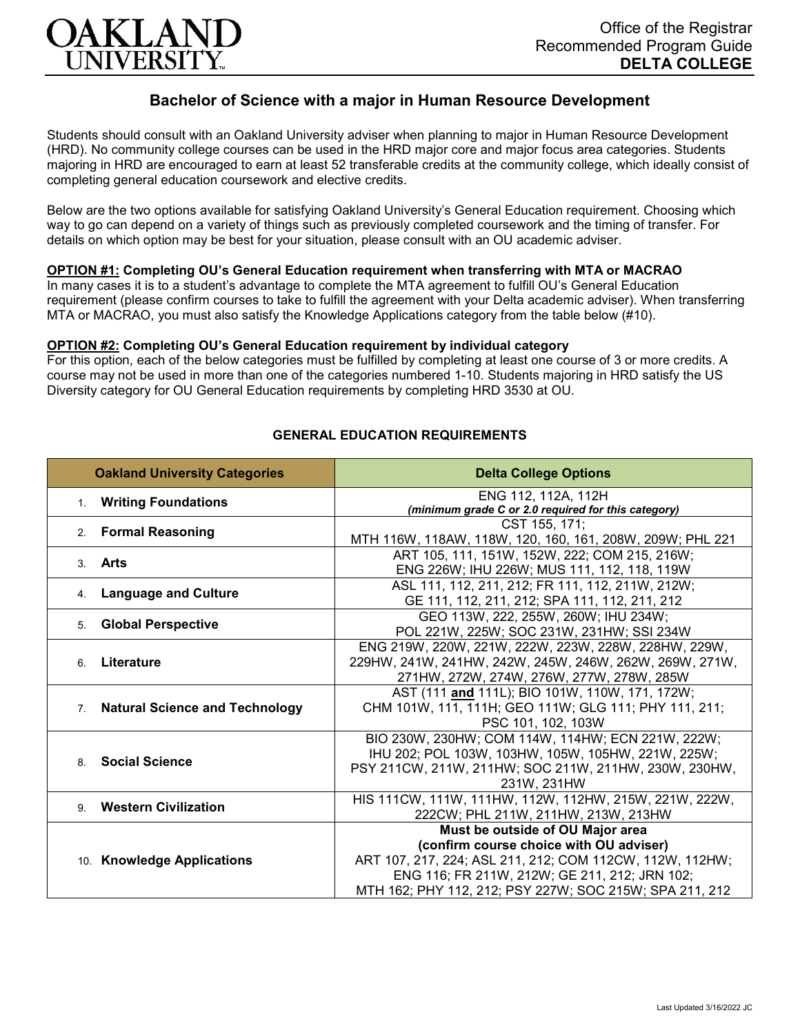OAKLAND UNIVERSITY

Office of the Registrar
Recommended Program Guide
**DELTA COLLEGE**

# Bachelor of Science with a major in Human Resource Development

Students should consult with an Oakland University adviser when planning to major in Human Resource Development (HRD). No community college courses can be used in the HRD major core and major focus area categories. Students majoring in HRD are encouraged to earn at least 52 transferable credits at the community college, which ideally consist of completing general education coursework and elective credits.

Below are the two options available for satisfying Oakland University's General Education requirement. Choosing which way to go can depend on a variety of things such as previously completed coursework and the timing of transfer. For details on which option may be best for your situation, please consult with an OU academic adviser.

**OPTION #1: Completing OU's General Education requirement when transferring with MTA or MACRAO**
In many cases it is to a student's advantage to complete the MTA agreement to fulfill OU's General Education requirement (please confirm courses to take to fulfill the agreement with your Delta academic adviser). When transferring MTA or MACRAO, you must also satisfy the Knowledge Applications category from the table below (#10).

**OPTION #2: Completing OU's General Education requirement by individual category**
For this option, each of the below categories must be fulfilled by completing at least one course of 3 or more credits. A course may not be used in more than one of the categories numbered 1-10. Students majoring in HRD satisfy the US Diversity category for OU General Education requirements by completing HRD 3530 at OU.

## GENERAL EDUCATION REQUIREMENTS

| Oakland University Categories | Delta College Options |
|---|---|
| 1. **Writing Foundations** | ENG 112, 112A, 112H *(minimum grade C or 2.0 required for this category)* |
| 2. **Formal Reasoning** | CST 155, 171; MTH 116W, 118AW, 118W, 120, 160, 161, 208W, 209W; PHL 221 |
| 3. **Arts** | ART 105, 111, 151W, 152W, 222; COM 215, 216W; ENG 226W; IHU 226W; MUS 111, 112, 118, 119W |
| 4. **Language and Culture** | ASL 111, 112, 211, 212; FR 111, 112, 211W, 212W; GE 111, 112, 211, 212; SPA 111, 112, 211, 212 |
| 5. **Global Perspective** | GEO 113W, 222, 255W, 260W; IHU 234W; POL 221W, 225W; SOC 231W, 231HW; SSI 234W |
| 6. **Literature** | ENG 219W, 220W, 221W, 222W, 223W, 228W, 228HW, 229W, 229HW, 241W, 241HW, 242W, 245W, 246W, 262W, 269W, 271W, 271HW, 272W, 274W, 276W, 277W, 278W, 285W |
| 7. **Natural Science and Technology** | AST (111 **and** 111L); BIO 101W, 110W, 171, 172W; CHM 101W, 111, 111H; GEO 111W; GLG 111; PHY 111, 211; PSC 101, 102, 103W |
| 8. **Social Science** | BIO 230W, 230HW; COM 114W, 114HW; ECN 221W, 222W; IHU 202; POL 103W, 103HW, 105W, 105HW, 221W, 225W; PSY 211CW, 211W, 211HW; SOC 211W, 211HW, 230W, 230HW, 231W, 231HW |
| 9. **Western Civilization** | HIS 111CW, 111W, 111HW, 112W, 112HW, 215W, 221W, 222W, 222CW; PHL 211W, 211HW, 213W, 213HW |
| 10. **Knowledge Applications** | **Must be outside of OU Major area (confirm course choice with OU adviser)** ART 107, 217, 224; ASL 211, 212; COM 112CW, 112W, 112HW; ENG 116; FR 211W, 212W; GE 211, 212; JRN 102; MTH 162; PHY 112, 212; PSY 227W; SOC 215W; SPA 211, 212 |

Last Updated 3/16/2022 JC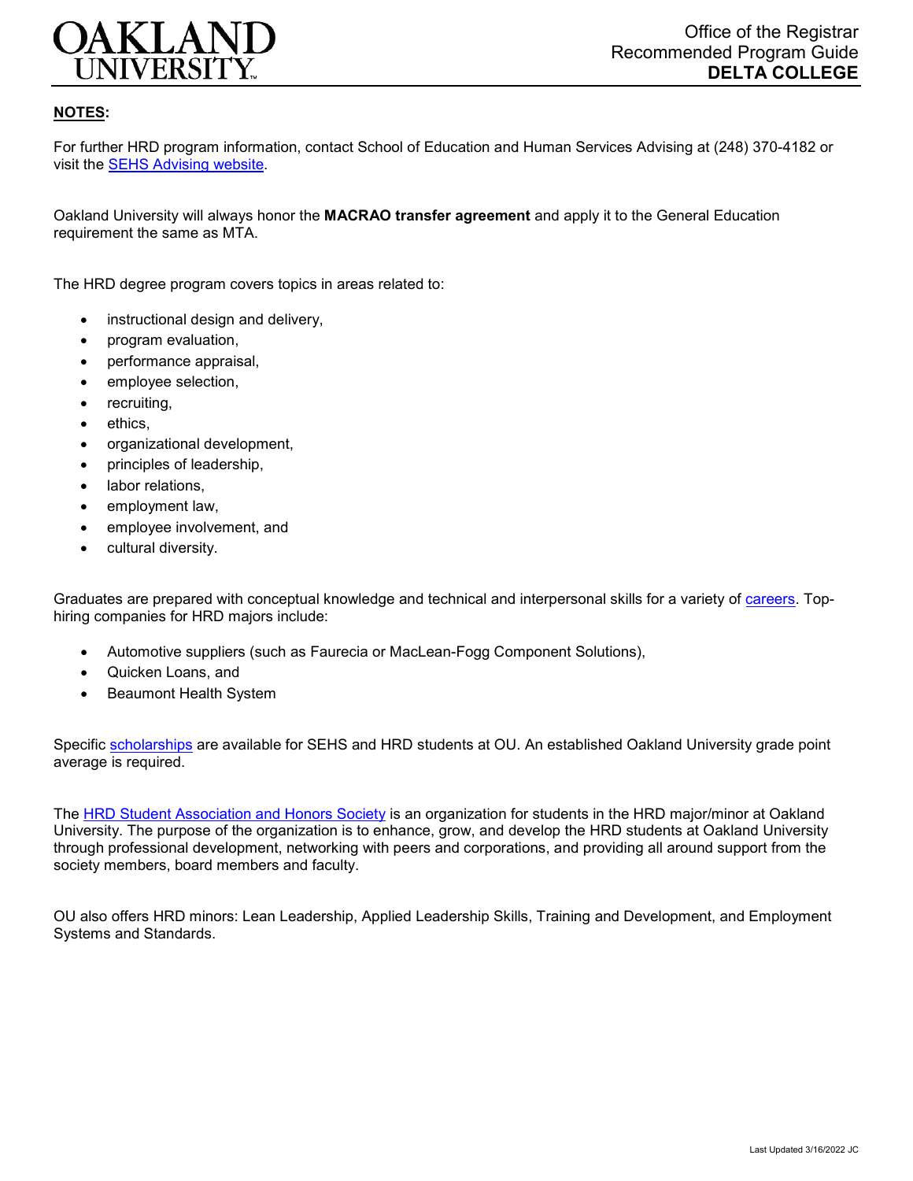**NOTES**:

For further HRD program information, contact School of Education and Human Services Advising at (248) 370-4182 or visit the SEHS Advising website.

Oakland University will always honor the **MACRAO transfer agreement** and apply it to the General Education requirement the same as MTA.

The HRD degree program covers topics in areas related to:

- instructional design and delivery,
- program evaluation,
- performance appraisal,
- employee selection,
- recruiting,
- ethics,
- organizational development,
- principles of leadership,
- labor relations,
- employment law,
- employee involvement, and
- cultural diversity.

Graduates are prepared with conceptual knowledge and technical and interpersonal skills for a variety of careers. Top-hiring companies for HRD majors include:

- Automotive suppliers (such as Faurecia or MacLean-Fogg Component Solutions),
- Quicken Loans, and
- Beaumont Health System

Specific scholarships are available for SEHS and HRD students at OU. An established Oakland University grade point average is required.

The HRD Student Association and Honors Society is an organization for students in the HRD major/minor at Oakland University. The purpose of the organization is to enhance, grow, and develop the HRD students at Oakland University through professional development, networking with peers and corporations, and providing all around support from the society members, board members and faculty.

OU also offers HRD minors: Lean Leadership, Applied Leadership Skills, Training and Development, and Employment Systems and Standards.

Last Updated 3/16/2022 JC